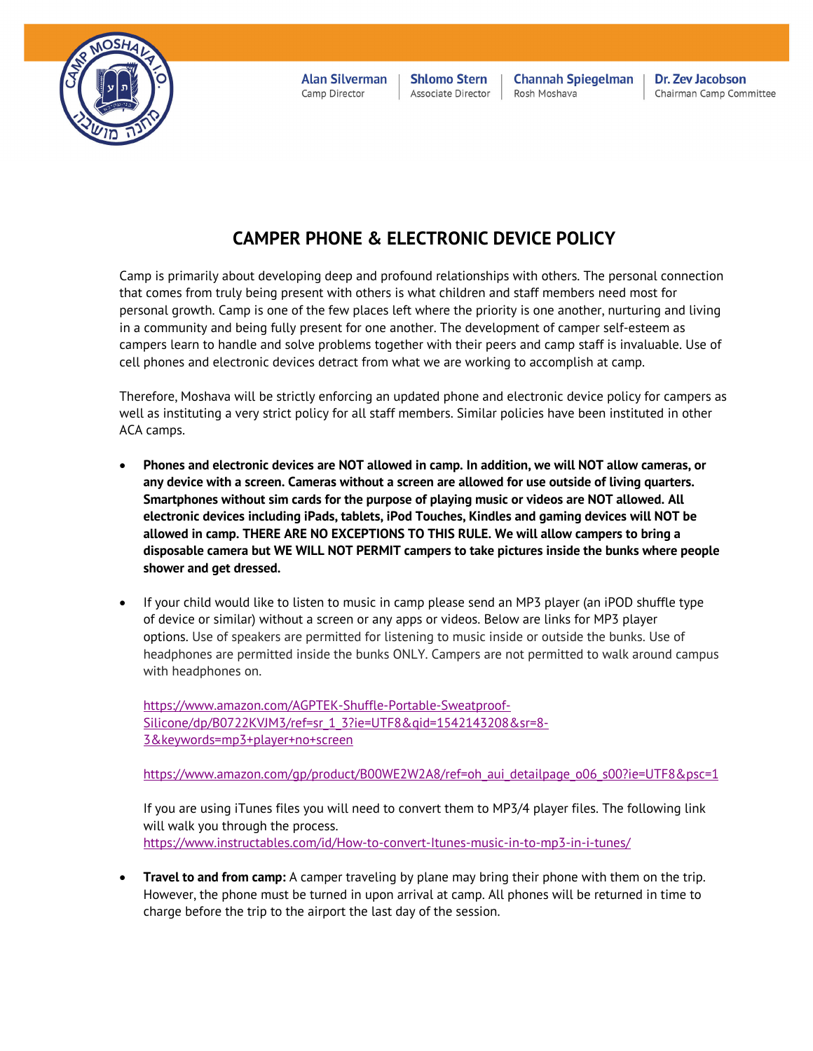Alan Silverman
Camp Director

Shlomo Stern
Associate Director

Channah Spiegelman
Rosh Moshava

Dr. Zev Jacobson
Chairman Camp Committee

# CAMPER PHONE & ELECTRONIC DEVICE POLICY

Camp is primarily about developing deep and profound relationships with others. The personal connection that comes from truly being present with others is what children and staff members need most for personal growth. Camp is one of the few places left where the priority is one another, nurturing and living in a community and being fully present for one another. The development of camper self-esteem as campers learn to handle and solve problems together with their peers and camp staff is invaluable. Use of cell phones and electronic devices detract from what we are working to accomplish at camp.

Therefore, Moshava will be strictly enforcing an updated phone and electronic device policy for campers as well as instituting a very strict policy for all staff members. Similar policies have been instituted in other ACA camps.

- **Phones and electronic devices are NOT allowed in camp. In addition, we will NOT allow cameras, or any device with a screen. Cameras without a screen are allowed for use outside of living quarters. Smartphones without sim cards for the purpose of playing music or videos are NOT allowed. All electronic devices including iPads, tablets, iPod Touches, Kindles and gaming devices will NOT be allowed in camp. THERE ARE NO EXCEPTIONS TO THIS RULE. We will allow campers to bring a disposable camera but WE WILL NOT PERMIT campers to take pictures inside the bunks where people shower and get dressed.**

- If your child would like to listen to music in camp please send an MP3 player (an iPOD shuffle type of device or similar) without a screen or any apps or videos. Below are links for MP3 player options. Use of speakers are permitted for listening to music inside or outside the bunks. Use of headphones are permitted inside the bunks ONLY. Campers are not permitted to walk around campus with headphones on.

  https://www.amazon.com/AGPTEK-Shuffle-Portable-Sweatproof-Silicone/dp/B0722KVJM3/ref=sr_1_3?ie=UTF8&qid=1542143208&sr=8-3&keywords=mp3+player+no+screen

  https://www.amazon.com/gp/product/B00WE2W2A8/ref=oh_aui_detailpage_o06_s00?ie=UTF8&psc=1

  If you are using iTunes files you will need to convert them to MP3/4 player files. The following link will walk you through the process.
  https://www.instructables.com/id/How-to-convert-Itunes-music-in-to-mp3-in-i-tunes/

- **Travel to and from camp:** A camper traveling by plane may bring their phone with them on the trip. However, the phone must be turned in upon arrival at camp. All phones will be returned in time to charge before the trip to the airport the last day of the session.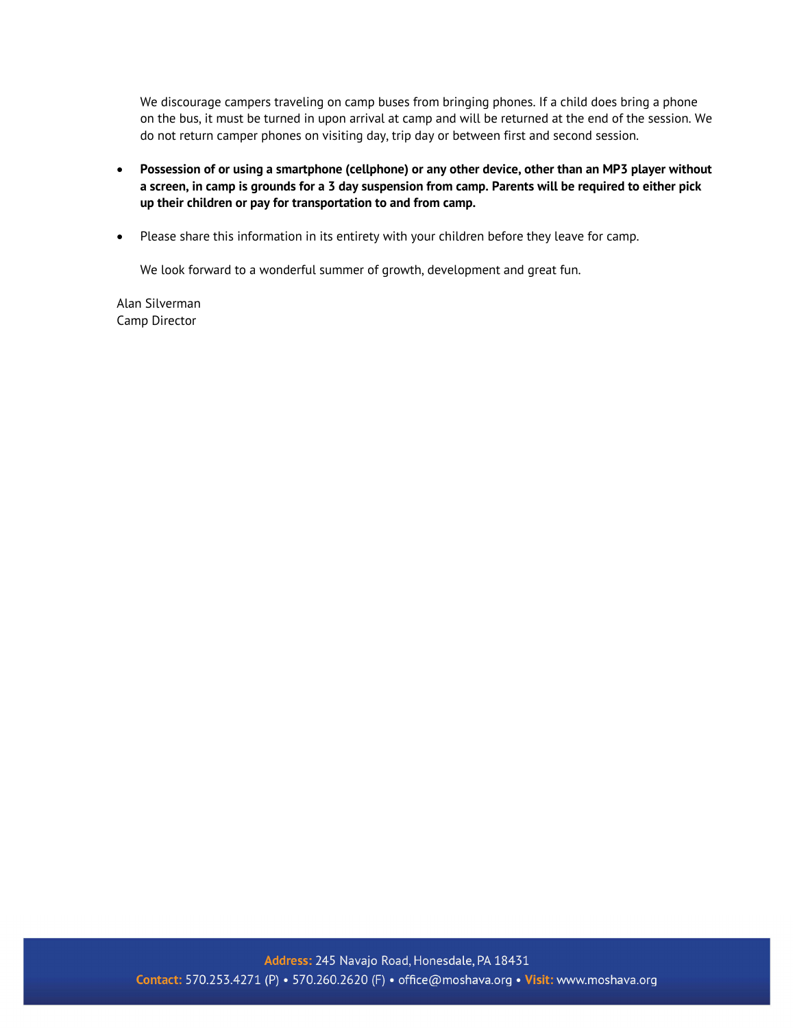We discourage campers traveling on camp buses from bringing phones. If a child does bring a phone on the bus, it must be turned in upon arrival at camp and will be returned at the end of the session. We do not return camper phones on visiting day, trip day or between first and second session.

- **Possession of or using a smartphone (cellphone) or any other device, other than an MP3 player without a screen, in camp is grounds for a 3 day suspension from camp. Parents will be required to either pick up their children or pay for transportation to and from camp.**

- Please share this information in its entirety with your children before they leave for camp.

We look forward to a wonderful summer of growth, development and great fun.

Alan Silverman
Camp Director

**Address:** 245 Navajo Road, Honesdale, PA 18431
**Contact:** 570.253.4271 (P) • 570.260.2620 (F) • office@moshava.org • **Visit:** www.moshava.org